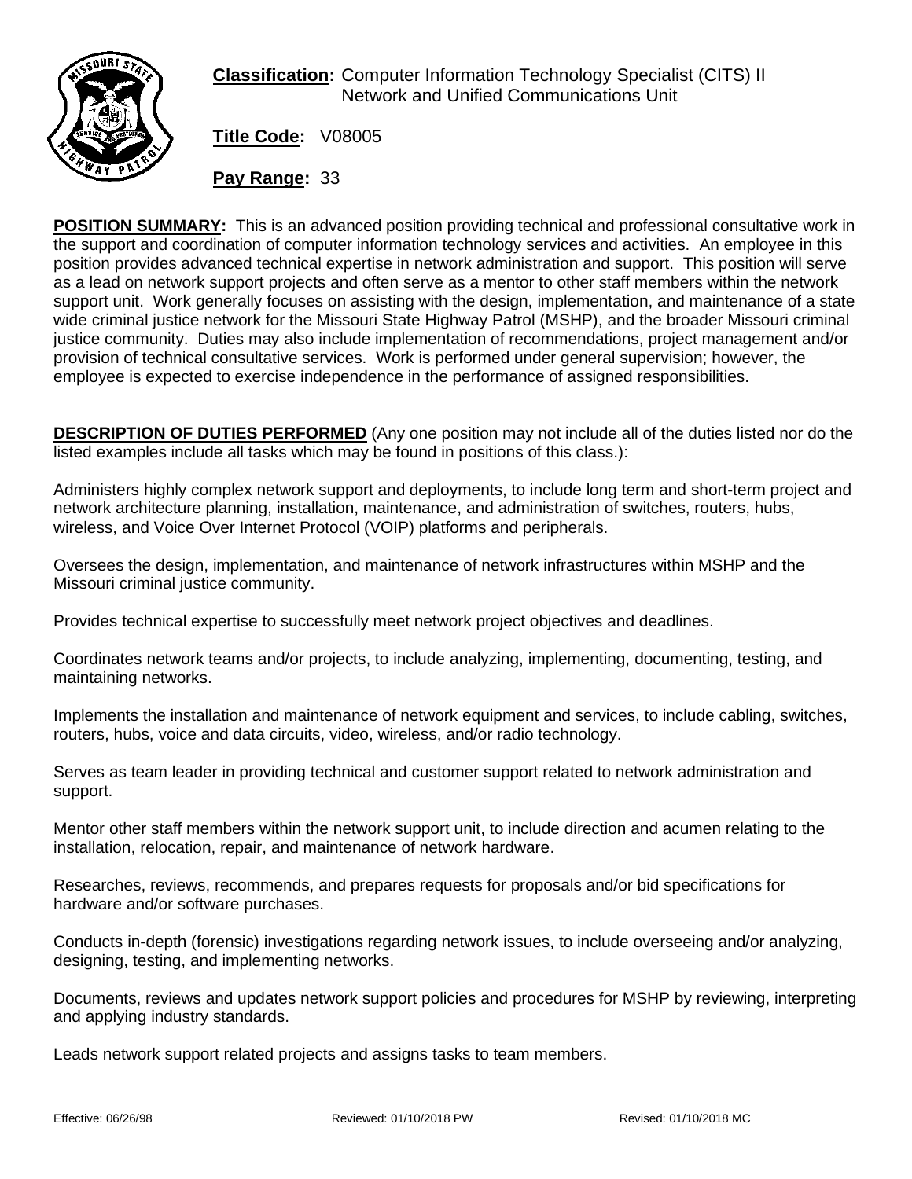**Classification:** Computer Information Technology Specialist (CITS) II
Network and Unified Communications Unit

**Title Code:** V08005

**Pay Range:** 33

**POSITION SUMMARY:** This is an advanced position providing technical and professional consultative work in the support and coordination of computer information technology services and activities. An employee in this position provides advanced technical expertise in network administration and support. This position will serve as a lead on network support projects and often serve as a mentor to other staff members within the network support unit. Work generally focuses on assisting with the design, implementation, and maintenance of a state wide criminal justice network for the Missouri State Highway Patrol (MSHP), and the broader Missouri criminal justice community. Duties may also include implementation of recommendations, project management and/or provision of technical consultative services. Work is performed under general supervision; however, the employee is expected to exercise independence in the performance of assigned responsibilities.

**DESCRIPTION OF DUTIES PERFORMED** (Any one position may not include all of the duties listed nor do the listed examples include all tasks which may be found in positions of this class.):

Administers highly complex network support and deployments, to include long term and short-term project and network architecture planning, installation, maintenance, and administration of switches, routers, hubs, wireless, and Voice Over Internet Protocol (VOIP) platforms and peripherals.

Oversees the design, implementation, and maintenance of network infrastructures within MSHP and the Missouri criminal justice community.

Provides technical expertise to successfully meet network project objectives and deadlines.

Coordinates network teams and/or projects, to include analyzing, implementing, documenting, testing, and maintaining networks.

Implements the installation and maintenance of network equipment and services, to include cabling, switches, routers, hubs, voice and data circuits, video, wireless, and/or radio technology.

Serves as team leader in providing technical and customer support related to network administration and support.

Mentor other staff members within the network support unit, to include direction and acumen relating to the installation, relocation, repair, and maintenance of network hardware.

Researches, reviews, recommends, and prepares requests for proposals and/or bid specifications for hardware and/or software purchases.

Conducts in-depth (forensic) investigations regarding network issues, to include overseeing and/or analyzing, designing, testing, and implementing networks.

Documents, reviews and updates network support policies and procedures for MSHP by reviewing, interpreting and applying industry standards.

Leads network support related projects and assigns tasks to team members.

Effective: 06/26/98 Reviewed: 01/10/2018 PW Revised: 01/10/2018 MC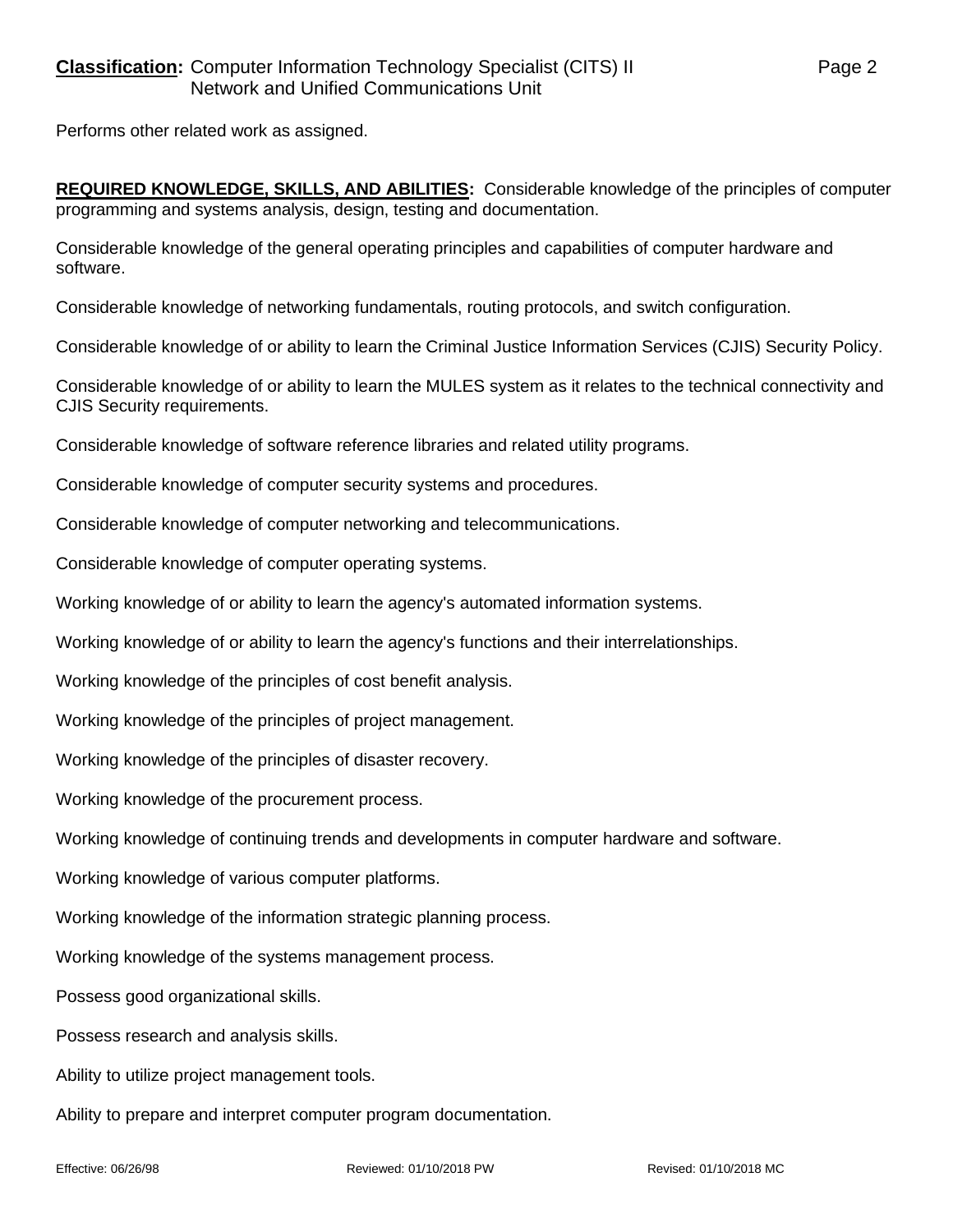Performs other related work as assigned.

**REQUIRED KNOWLEDGE, SKILLS, AND ABILITIES:** Considerable knowledge of the principles of computer programming and systems analysis, design, testing and documentation.

Considerable knowledge of the general operating principles and capabilities of computer hardware and software.

Considerable knowledge of networking fundamentals, routing protocols, and switch configuration.

Considerable knowledge of or ability to learn the Criminal Justice Information Services (CJIS) Security Policy.

Considerable knowledge of or ability to learn the MULES system as it relates to the technical connectivity and CJIS Security requirements.

Considerable knowledge of software reference libraries and related utility programs.

Considerable knowledge of computer security systems and procedures.

Considerable knowledge of computer networking and telecommunications.

Considerable knowledge of computer operating systems.

Working knowledge of or ability to learn the agency's automated information systems.

Working knowledge of or ability to learn the agency's functions and their interrelationships.

Working knowledge of the principles of cost benefit analysis.

Working knowledge of the principles of project management.

Working knowledge of the principles of disaster recovery.

Working knowledge of the procurement process.

Working knowledge of continuing trends and developments in computer hardware and software.

Working knowledge of various computer platforms.

Working knowledge of the information strategic planning process.

Working knowledge of the systems management process.

Possess good organizational skills.

Possess research and analysis skills.

Ability to utilize project management tools.

Ability to prepare and interpret computer program documentation.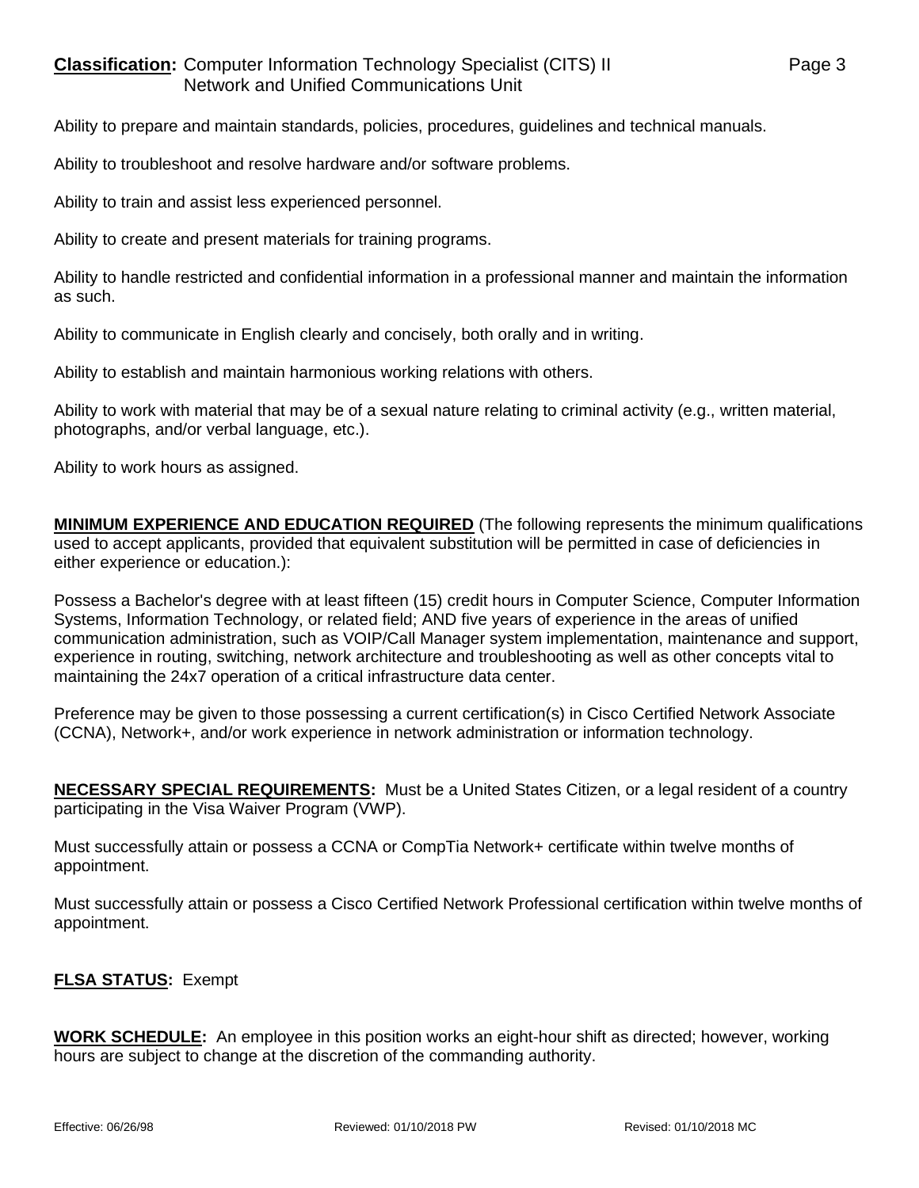Ability to prepare and maintain standards, policies, procedures, guidelines and technical manuals.

Ability to troubleshoot and resolve hardware and/or software problems.

Ability to train and assist less experienced personnel.

Ability to create and present materials for training programs.

Ability to handle restricted and confidential information in a professional manner and maintain the information as such.

Ability to communicate in English clearly and concisely, both orally and in writing.

Ability to establish and maintain harmonious working relations with others.

Ability to work with material that may be of a sexual nature relating to criminal activity (e.g., written material, photographs, and/or verbal language, etc.).

Ability to work hours as assigned.

**MINIMUM EXPERIENCE AND EDUCATION REQUIRED** (The following represents the minimum qualifications used to accept applicants, provided that equivalent substitution will be permitted in case of deficiencies in either experience or education.):

Possess a Bachelor's degree with at least fifteen (15) credit hours in Computer Science, Computer Information Systems, Information Technology, or related field; AND five years of experience in the areas of unified communication administration, such as VOIP/Call Manager system implementation, maintenance and support, experience in routing, switching, network architecture and troubleshooting as well as other concepts vital to maintaining the 24x7 operation of a critical infrastructure data center.

Preference may be given to those possessing a current certification(s) in Cisco Certified Network Associate (CCNA), Network+, and/or work experience in network administration or information technology.

**NECESSARY SPECIAL REQUIREMENTS:** Must be a United States Citizen, or a legal resident of a country participating in the Visa Waiver Program (VWP).

Must successfully attain or possess a CCNA or CompTia Network+ certificate within twelve months of appointment.

Must successfully attain or possess a Cisco Certified Network Professional certification within twelve months of appointment.

**FLSA STATUS:** Exempt

**WORK SCHEDULE:** An employee in this position works an eight-hour shift as directed; however, working hours are subject to change at the discretion of the commanding authority.